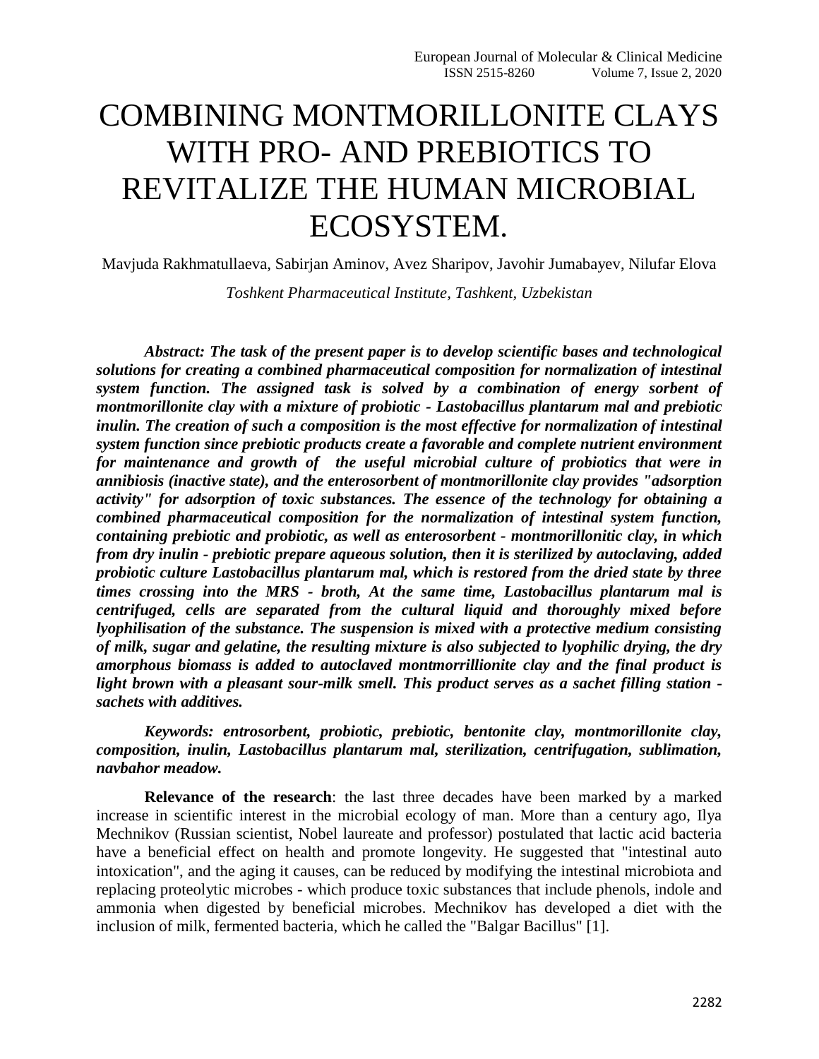# COMBINING MONTMORILLONITE CLAYS WITH PRO- AND PREBIOTICS TO REVITALIZE THE HUMAN MICROBIAL ECOSYSTEM.

Mavjuda Rakhmatullaeva, Sabirjan Aminov, Avez Sharipov, Javohir Jumabayev, Nilufar Elova

*Toshkent Pharmaceutical Institute, Tashkent, Uzbekistan*

***Abstract: The task of the present paper is to develop scientific bases and technological solutions for creating a combined pharmaceutical composition for normalization of intestinal system function. The assigned task is solved by a combination of energy sorbent of montmorillonite clay with a mixture of probiotic - Lastobacillus plantarum mal and prebiotic inulin. The creation of such a composition is the most effective for normalization of intestinal system function since prebiotic products create a favorable and complete nutrient environment for maintenance and growth of the useful microbial culture of probiotics that were in annibiosis (inactive state), and the enterosorbent of montmorillonite clay provides "adsorption activity" for adsorption of toxic substances. The essence of the technology for obtaining a combined pharmaceutical composition for the normalization of intestinal system function, containing prebiotic and probiotic, as well as enterosorbent - montmorillonitic clay, in which from dry inulin - prebiotic prepare aqueous solution, then it is sterilized by autoclaving, added probiotic culture Lastobacillus plantarum mal, which is restored from the dried state by three times crossing into the MRS - broth, At the same time, Lastobacillus plantarum mal is centrifuged, cells are separated from the cultural liquid and thoroughly mixed before lyophilisation of the substance. The suspension is mixed with a protective medium consisting of milk, sugar and gelatine, the resulting mixture is also subjected to lyophilic drying, the dry amorphous biomass is added to autoclaved montmorrillionite clay and the final product is light brown with a pleasant sour-milk smell. This product serves as a sachet filling station - sachets with additives.***

***Keywords: entrosorbent, probiotic, prebiotic, bentonite clay, montmorillonite clay, composition, inulin, Lastobacillus plantarum mal, sterilization, centrifugation, sublimation, navbahor meadow.***

**Relevance of the research**: the last three decades have been marked by a marked increase in scientific interest in the microbial ecology of man. More than a century ago, Ilya Mechnikov (Russian scientist, Nobel laureate and professor) postulated that lactic acid bacteria have a beneficial effect on health and promote longevity. He suggested that "intestinal auto intoxication", and the aging it causes, can be reduced by modifying the intestinal microbiota and replacing proteolytic microbes - which produce toxic substances that include phenols, indole and ammonia when digested by beneficial microbes. Mechnikov has developed a diet with the inclusion of milk, fermented bacteria, which he called the "Balgar Bacillus" [1].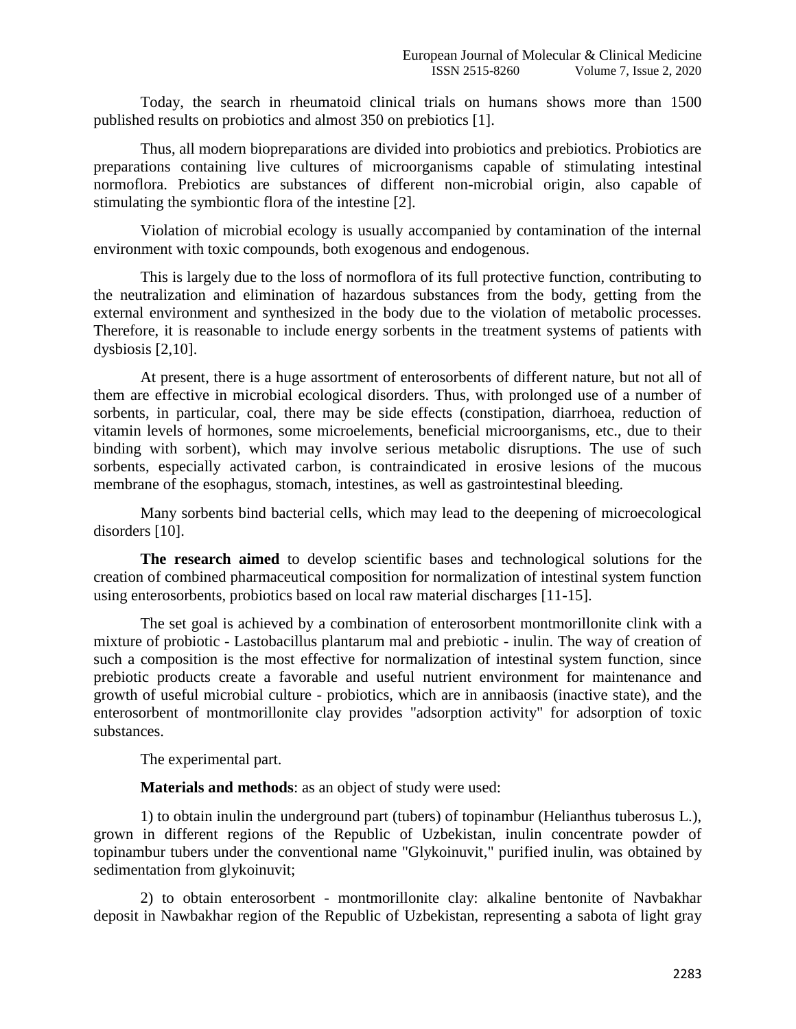Today, the search in rheumatoid clinical trials on humans shows more than 1500 published results on probiotics and almost 350 on prebiotics [1].

Thus, all modern biopreparations are divided into probiotics and prebiotics. Probiotics are preparations containing live cultures of microorganisms capable of stimulating intestinal normoflora. Prebiotics are substances of different non-microbial origin, also capable of stimulating the symbiontic flora of the intestine [2].

Violation of microbial ecology is usually accompanied by contamination of the internal environment with toxic compounds, both exogenous and endogenous.

This is largely due to the loss of normoflora of its full protective function, contributing to the neutralization and elimination of hazardous substances from the body, getting from the external environment and synthesized in the body due to the violation of metabolic processes. Therefore, it is reasonable to include energy sorbents in the treatment systems of patients with dysbiosis [2,10].

At present, there is a huge assortment of enterosorbents of different nature, but not all of them are effective in microbial ecological disorders. Thus, with prolonged use of a number of sorbents, in particular, coal, there may be side effects (constipation, diarrhoea, reduction of vitamin levels of hormones, some microelements, beneficial microorganisms, etc., due to their binding with sorbent), which may involve serious metabolic disruptions. The use of such sorbents, especially activated carbon, is contraindicated in erosive lesions of the mucous membrane of the esophagus, stomach, intestines, as well as gastrointestinal bleeding.

Many sorbents bind bacterial cells, which may lead to the deepening of microecological disorders [10].

**The research aimed** to develop scientific bases and technological solutions for the creation of combined pharmaceutical composition for normalization of intestinal system function using enterosorbents, probiotics based on local raw material discharges [11-15].

The set goal is achieved by a combination of enterosorbent montmorillonite clink with a mixture of probiotic - Lastobacillus plantarum mal and prebiotic - inulin. The way of creation of such a composition is the most effective for normalization of intestinal system function, since prebiotic products create a favorable and useful nutrient environment for maintenance and growth of useful microbial culture - probiotics, which are in annibaosis (inactive state), and the enterosorbent of montmorillonite clay provides "adsorption activity" for adsorption of toxic substances.

The experimental part.

**Materials and methods**: as an object of study were used:

1) to obtain inulin the underground part (tubers) of topinambur (Helianthus tuberosus L.), grown in different regions of the Republic of Uzbekistan, inulin concentrate powder of topinambur tubers under the conventional name "Glykoinuvit," purified inulin, was obtained by sedimentation from glykoinuvit;

2) to obtain enterosorbent - montmorillonite clay: alkaline bentonite of Navbakhar deposit in Nawbakhar region of the Republic of Uzbekistan, representing a sabota of light gray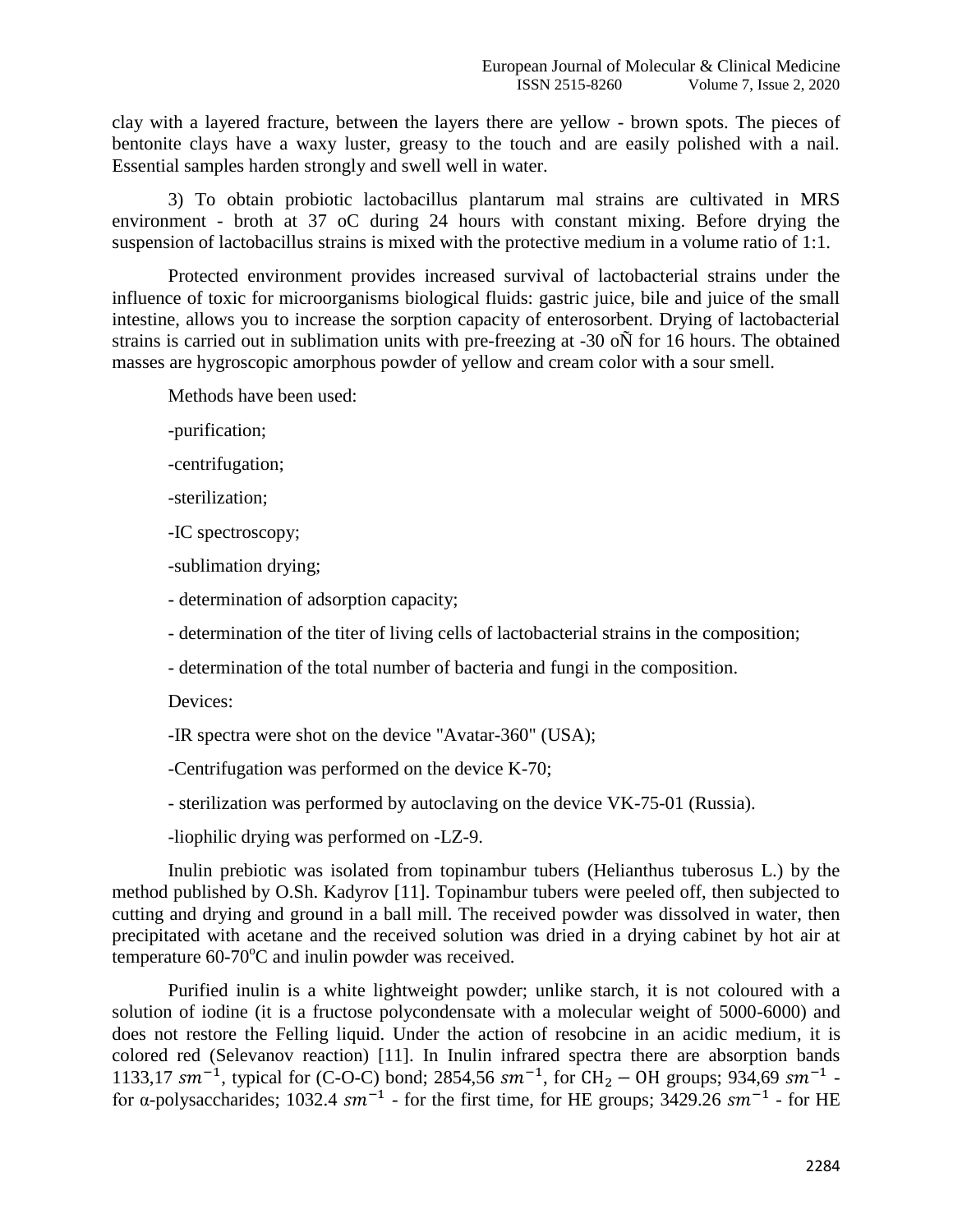clay with a layered fracture, between the layers there are yellow - brown spots. The pieces of bentonite clays have a waxy luster, greasy to the touch and are easily polished with a nail. Essential samples harden strongly and swell well in water.

3) To obtain probiotic lactobacillus plantarum mal strains are cultivated in MRS environment - broth at 37 oC during 24 hours with constant mixing. Before drying the suspension of lactobacillus strains is mixed with the protective medium in a volume ratio of 1:1.

Protected environment provides increased survival of lactobacterial strains under the influence of toxic for microorganisms biological fluids: gastric juice, bile and juice of the small intestine, allows you to increase the sorption capacity of enterosorbent. Drying of lactobacterial strains is carried out in sublimation units with pre-freezing at -30 oÑ for 16 hours. The obtained masses are hygroscopic amorphous powder of yellow and cream color with a sour smell.

Methods have been used:

-purification;

-centrifugation;

-sterilization;

-IC spectroscopy;

-sublimation drying;

- determination of adsorption capacity;

- determination of the titer of living cells of lactobacterial strains in the composition;

- determination of the total number of bacteria and fungi in the composition.

Devices:

-IR spectra were shot on the device "Avatar-360" (USA);

-Centrifugation was performed on the device K-70;

- sterilization was performed by autoclaving on the device VK-75-01 (Russia).

-liophilic drying was performed on -LZ-9.

Inulin prebiotic was isolated from topinambur tubers (Helianthus tuberosus L.) by the method published by O.Sh. Kadyrov [11]. Topinambur tubers were peeled off, then subjected to cutting and drying and ground in a ball mill. The received powder was dissolved in water, then precipitated with acetane and the received solution was dried in a drying cabinet by hot air at temperature 60-70°C and inulin powder was received.

Purified inulin is a white lightweight powder; unlike starch, it is not coloured with a solution of iodine (it is a fructose polycondensate with a molecular weight of 5000-6000) and does not restore the Felling liquid. Under the action of resobcine in an acidic medium, it is colored red (Selevanov reaction) [11]. In Inulin infrared spectra there are absorption bands 1133,17 $sm^{-1}$, typical for (C-O-C) bond; 2854,56 $sm^{-1}$, for $CH_2 - OH$ groups; 934,69 $sm^{-1}$ - for α-polysaccharides; 1032.4 $sm^{-1}$ - for the first time, for HE groups; 3429.26 $sm^{-1}$ - for HE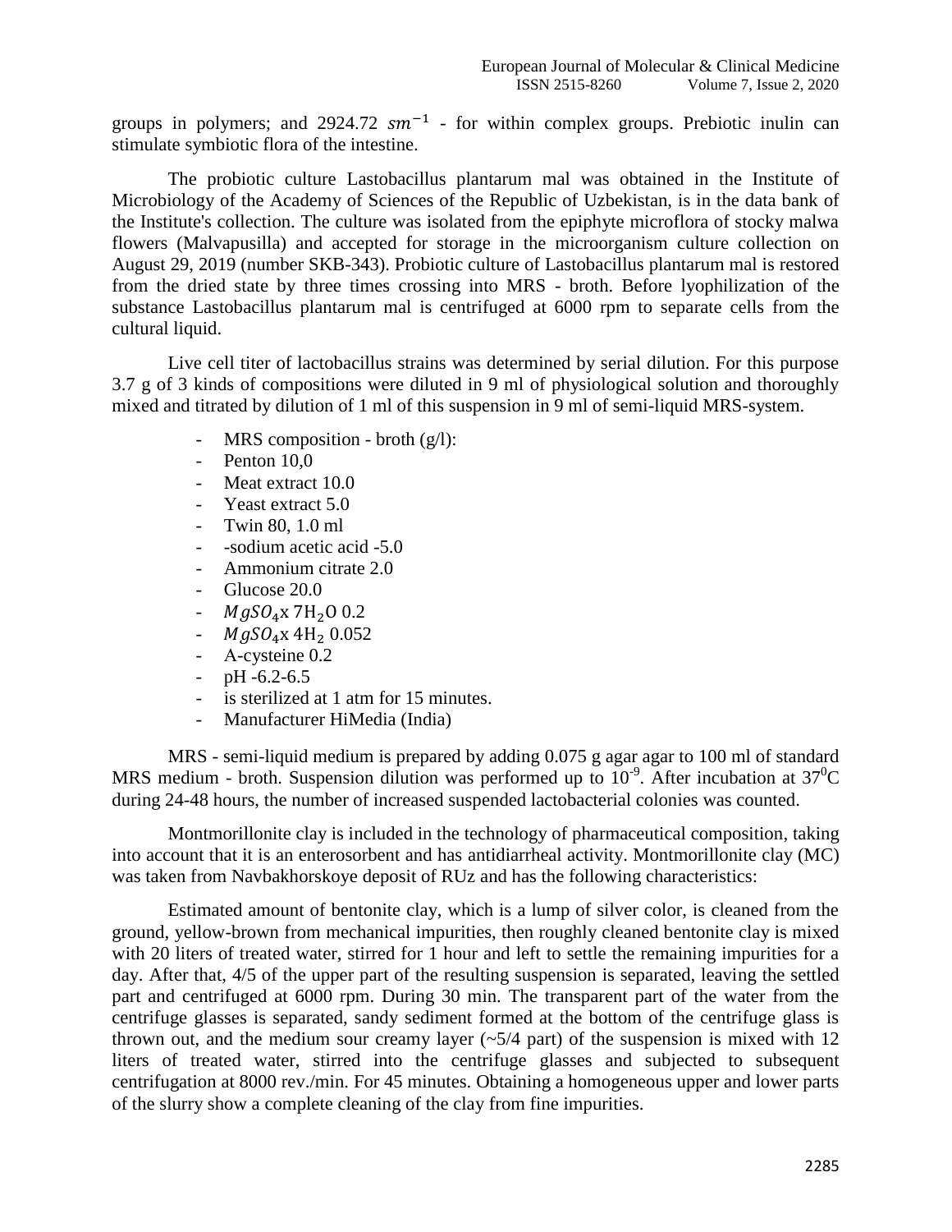groups in polymers; and 2924.72 $sm^{-1}$ - for within complex groups. Prebiotic inulin can stimulate symbiotic flora of the intestine.

The probiotic culture Lastobacillus plantarum mal was obtained in the Institute of Microbiology of the Academy of Sciences of the Republic of Uzbekistan, is in the data bank of the Institute's collection. The culture was isolated from the epiphyte microflora of stocky malwa flowers (Malvapusilla) and accepted for storage in the microorganism culture collection on August 29, 2019 (number SKB-343). Probiotic culture of Lastobacillus plantarum mal is restored from the dried state by three times crossing into MRS - broth. Before lyophilization of the substance Lastobacillus plantarum mal is centrifuged at 6000 rpm to separate cells from the cultural liquid.

Live cell titer of lactobacillus strains was determined by serial dilution. For this purpose 3.7 g of 3 kinds of compositions were diluted in 9 ml of physiological solution and thoroughly mixed and titrated by dilution of 1 ml of this suspension in 9 ml of semi-liquid MRS-system.

- MRS composition - broth (g/l):
- Penton 10,0
- Meat extract 10.0
- Yeast extract 5.0
- Twin 80, 1.0 ml
- -sodium acetic acid -5.0
- Ammonium citrate 2.0
- Glucose 20.0
- $MgSO_4$x $7H_2O$ 0.2
- $MgSO_4$x $4H_2$ 0.052
- A-cysteine 0.2
- pH -6.2-6.5
- is sterilized at 1 atm for 15 minutes.
- Manufacturer HiMedia (India)

MRS - semi-liquid medium is prepared by adding 0.075 g agar agar to 100 ml of standard MRS medium - broth. Suspension dilution was performed up to $10^{-9}$. After incubation at $37^0$C during 24-48 hours, the number of increased suspended lactobacterial colonies was counted.

Montmorillonite clay is included in the technology of pharmaceutical composition, taking into account that it is an enterosorbent and has antidiarrheal activity. Montmorillonite clay (MC) was taken from Navbakhorskoye deposit of RUz and has the following characteristics:

Estimated amount of bentonite clay, which is a lump of silver color, is cleaned from the ground, yellow-brown from mechanical impurities, then roughly cleaned bentonite clay is mixed with 20 liters of treated water, stirred for 1 hour and left to settle the remaining impurities for a day. After that, 4/5 of the upper part of the resulting suspension is separated, leaving the settled part and centrifuged at 6000 rpm. During 30 min. The transparent part of the water from the centrifuge glasses is separated, sandy sediment formed at the bottom of the centrifuge glass is thrown out, and the medium sour creamy layer (~5/4 part) of the suspension is mixed with 12 liters of treated water, stirred into the centrifuge glasses and subjected to subsequent centrifugation at 8000 rev./min. For 45 minutes. Obtaining a homogeneous upper and lower parts of the slurry show a complete cleaning of the clay from fine impurities.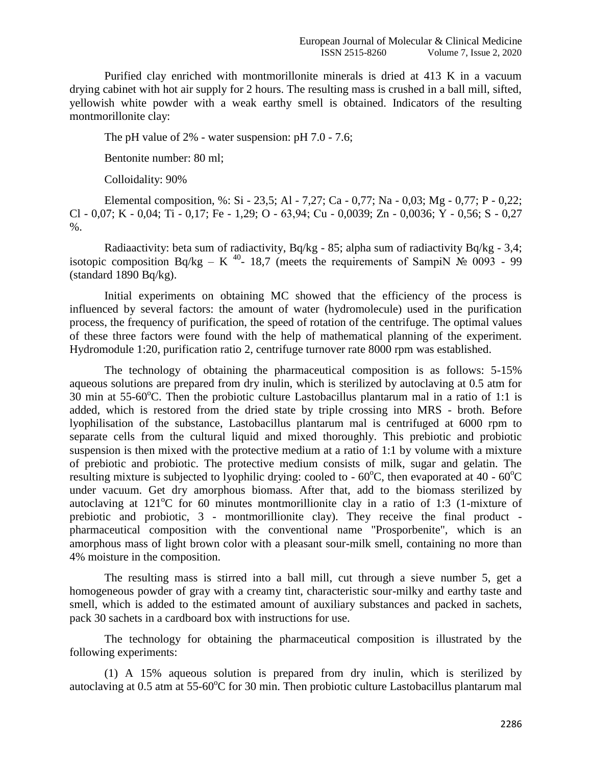Purified clay enriched with montmorillonite minerals is dried at 413 K in a vacuum drying cabinet with hot air supply for 2 hours. The resulting mass is crushed in a ball mill, sifted, yellowish white powder with a weak earthy smell is obtained. Indicators of the resulting montmorillonite clay:

The pH value of 2% - water suspension: pH 7.0 - 7.6;

Bentonite number: 80 ml;

Colloidality: 90%

Elemental composition, %: Si - 23,5; Al - 7,27; Ca - 0,77; Na - 0,03; Mg - 0,77; P - 0,22; Cl - 0,07; K - 0,04; Ti - 0,17; Fe - 1,29; O - 63,94; Cu - 0,0039; Zn - 0,0036; Y - 0,56; S - 0,27 %.

Radiaactivity: beta sum of radiactivity, Bq/kg - 85; alpha sum of radiactivity Bq/kg - 3,4; isotopic composition Bq/kg – $K^{40}$- 18,7 (meets the requirements of SampiN № 0093 - 99 (standard 1890 Bq/kg).

Initial experiments on obtaining MC showed that the efficiency of the process is influenced by several factors: the amount of water (hydromolecule) used in the purification process, the frequency of purification, the speed of rotation of the centrifuge. The optimal values of these three factors were found with the help of mathematical planning of the experiment. Hydromodule 1:20, purification ratio 2, centrifuge turnover rate 8000 rpm was established.

The technology of obtaining the pharmaceutical composition is as follows: 5-15% aqueous solutions are prepared from dry inulin, which is sterilized by autoclaving at 0.5 atm for 30 min at 55-60°C. Then the probiotic culture Lastobacillus plantarum mal in a ratio of 1:1 is added, which is restored from the dried state by triple crossing into MRS - broth. Before lyophilisation of the substance, Lastobacillus plantarum mal is centrifuged at 6000 rpm to separate cells from the cultural liquid and mixed thoroughly. This prebiotic and probiotic suspension is then mixed with the protective medium at a ratio of 1:1 by volume with a mixture of prebiotic and probiotic. The protective medium consists of milk, sugar and gelatin. The resulting mixture is subjected to lyophilic drying: cooled to - 60°C, then evaporated at 40 - 60°C under vacuum. Get dry amorphous biomass. After that, add to the biomass sterilized by autoclaving at 121°C for 60 minutes montmorillionite clay in a ratio of 1:3 (1-mixture of prebiotic and probiotic, 3 - montmorillionite clay). They receive the final product - pharmaceutical composition with the conventional name "Prosporbenite", which is an amorphous mass of light brown color with a pleasant sour-milk smell, containing no more than 4% moisture in the composition.

The resulting mass is stirred into a ball mill, cut through a sieve number 5, get a homogeneous powder of gray with a creamy tint, characteristic sour-milky and earthy taste and smell, which is added to the estimated amount of auxiliary substances and packed in sachets, pack 30 sachets in a cardboard box with instructions for use.

The technology for obtaining the pharmaceutical composition is illustrated by the following experiments:

(1) A 15% aqueous solution is prepared from dry inulin, which is sterilized by autoclaving at 0.5 atm at 55-60°C for 30 min. Then probiotic culture Lastobacillus plantarum mal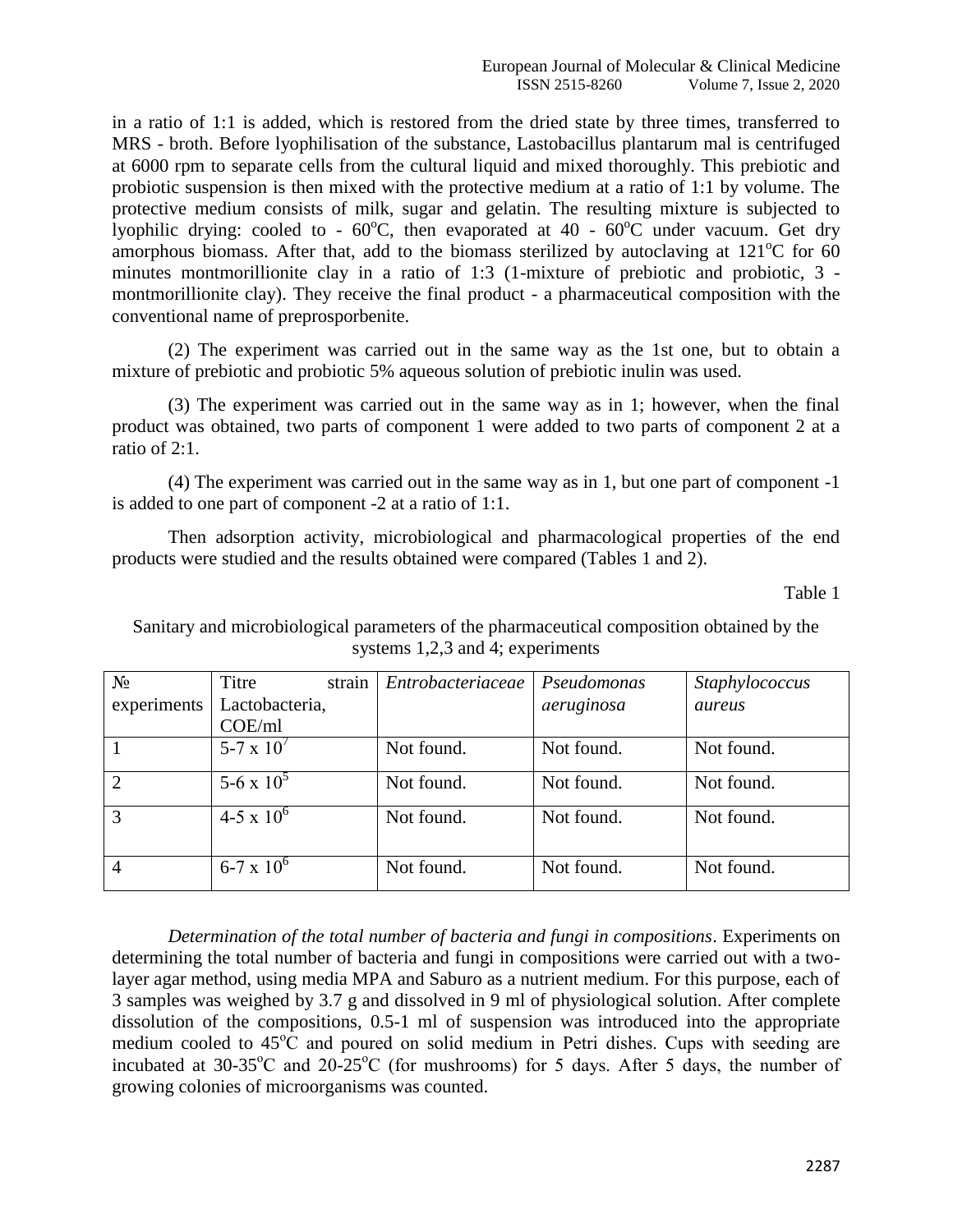in a ratio of 1:1 is added, which is restored from the dried state by three times, transferred to MRS - broth. Before lyophilisation of the substance, Lastobacillus plantarum mal is centrifuged at 6000 rpm to separate cells from the cultural liquid and mixed thoroughly. This prebiotic and probiotic suspension is then mixed with the protective medium at a ratio of 1:1 by volume. The protective medium consists of milk, sugar and gelatin. The resulting mixture is subjected to lyophilic drying: cooled to - 60°C, then evaporated at 40 - 60°C under vacuum. Get dry amorphous biomass. After that, add to the biomass sterilized by autoclaving at 121°C for 60 minutes montmorillionite clay in a ratio of 1:3 (1-mixture of prebiotic and probiotic, 3 - montmorillionite clay). They receive the final product - a pharmaceutical composition with the conventional name of preprosporbenite.

(2) The experiment was carried out in the same way as the 1st one, but to obtain a mixture of prebiotic and probiotic 5% aqueous solution of prebiotic inulin was used.

(3) The experiment was carried out in the same way as in 1; however, when the final product was obtained, two parts of component 1 were added to two parts of component 2 at a ratio of 2:1.

(4) The experiment was carried out in the same way as in 1, but one part of component -1 is added to one part of component -2 at a ratio of 1:1.

Then adsorption activity, microbiological and pharmacological properties of the end products were studied and the results obtained were compared (Tables 1 and 2).

Table 1

Sanitary and microbiological parameters of the pharmaceutical composition obtained by the systems 1,2,3 and 4; experiments

| № experiments | Titre strain Lactobacteria, COE/ml | *Entrobacteriaceae* | *Pseudomonas aeruginosa* | *Staphylococcus aureus* |
|---|---|---|---|---|
| 1 | 5-7 x $10^7$ | Not found. | Not found. | Not found. |
| 2 | 5-6 x $10^5$ | Not found. | Not found. | Not found. |
| 3 | 4-5 x $10^6$ | Not found. | Not found. | Not found. |
| 4 | 6-7 x $10^6$ | Not found. | Not found. | Not found. |

*Determination of the total number of bacteria and fungi in compositions*. Experiments on determining the total number of bacteria and fungi in compositions were carried out with a two-layer agar method, using media MPA and Saburo as a nutrient medium. For this purpose, each of 3 samples was weighed by 3.7 g and dissolved in 9 ml of physiological solution. After complete dissolution of the compositions, 0.5-1 ml of suspension was introduced into the appropriate medium cooled to 45°C and poured on solid medium in Petri dishes. Cups with seeding are incubated at 30-35°C and 20-25°C (for mushrooms) for 5 days. After 5 days, the number of growing colonies of microorganisms was counted.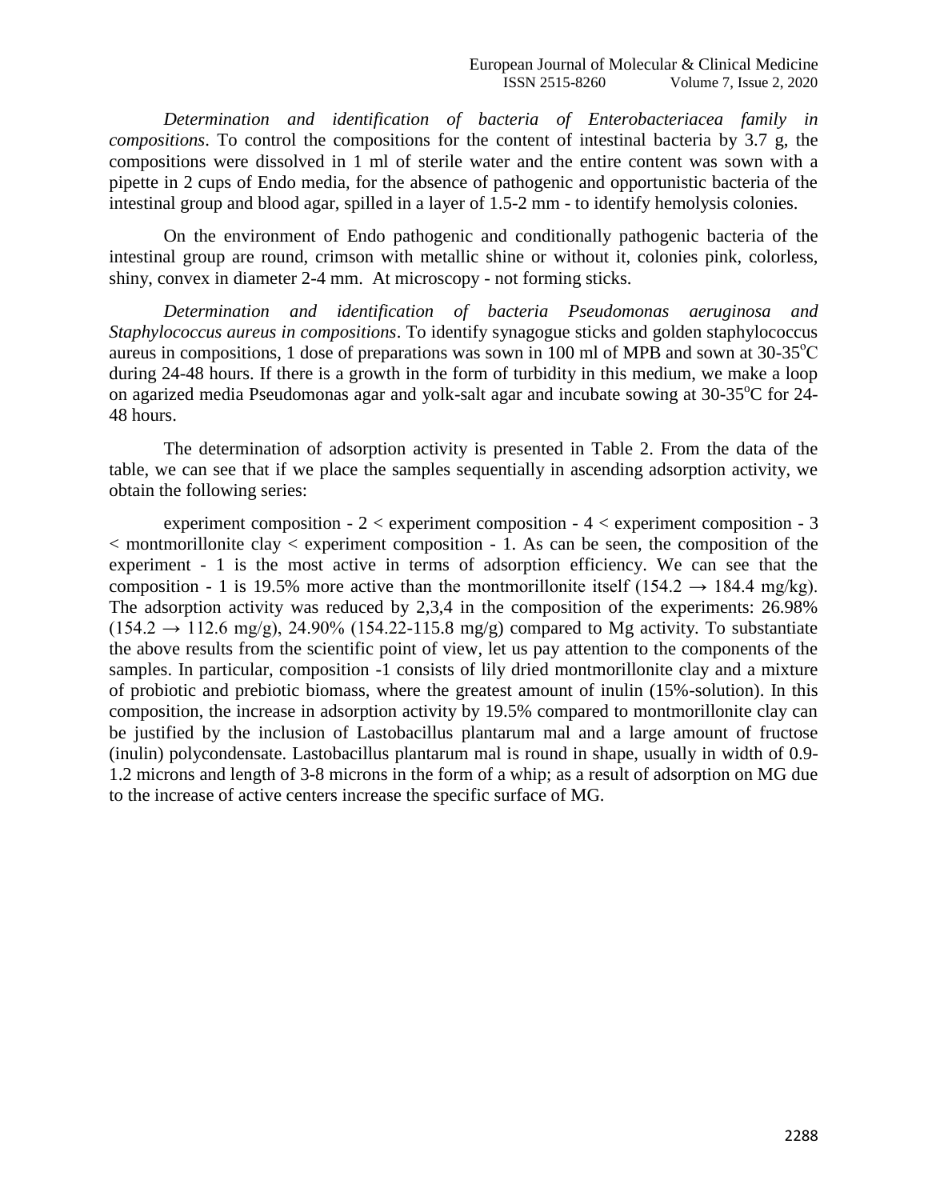*Determination and identification of bacteria of Enterobacteriacea family in compositions*. To control the compositions for the content of intestinal bacteria by 3.7 g, the compositions were dissolved in 1 ml of sterile water and the entire content was sown with a pipette in 2 cups of Endo media, for the absence of pathogenic and opportunistic bacteria of the intestinal group and blood agar, spilled in a layer of 1.5-2 mm - to identify hemolysis colonies.

On the environment of Endo pathogenic and conditionally pathogenic bacteria of the intestinal group are round, crimson with metallic shine or without it, colonies pink, colorless, shiny, convex in diameter 2-4 mm. At microscopy - not forming sticks.

*Determination and identification of bacteria Pseudomonas aeruginosa and Staphylococcus aureus in compositions*. To identify synagogue sticks and golden staphylococcus aureus in compositions, 1 dose of preparations was sown in 100 ml of MPB and sown at 30-35$^{o}$C during 24-48 hours. If there is a growth in the form of turbidity in this medium, we make a loop on agarized media Pseudomonas agar and yolk-salt agar and incubate sowing at 30-35$^{o}$C for 24-48 hours.

The determination of adsorption activity is presented in Table 2. From the data of the table, we can see that if we place the samples sequentially in ascending adsorption activity, we obtain the following series:

experiment composition - 2 < experiment composition - 4 < experiment composition - 3 < montmorillonite clay < experiment composition - 1. As can be seen, the composition of the experiment - 1 is the most active in terms of adsorption efficiency. We can see that the composition - 1 is 19.5% more active than the montmorillonite itself (154.2 → 184.4 mg/kg). The adsorption activity was reduced by 2,3,4 in the composition of the experiments: 26.98% (154.2 → 112.6 mg/g), 24.90% (154.22-115.8 mg/g) compared to Mg activity. To substantiate the above results from the scientific point of view, let us pay attention to the components of the samples. In particular, composition -1 consists of lily dried montmorillonite clay and a mixture of probiotic and prebiotic biomass, where the greatest amount of inulin (15%-solution). In this composition, the increase in adsorption activity by 19.5% compared to montmorillonite clay can be justified by the inclusion of Lastobacillus plantarum mal and a large amount of fructose (inulin) polycondensate. Lastobacillus plantarum mal is round in shape, usually in width of 0.9-1.2 microns and length of 3-8 microns in the form of a whip; as a result of adsorption on MG due to the increase of active centers increase the specific surface of MG.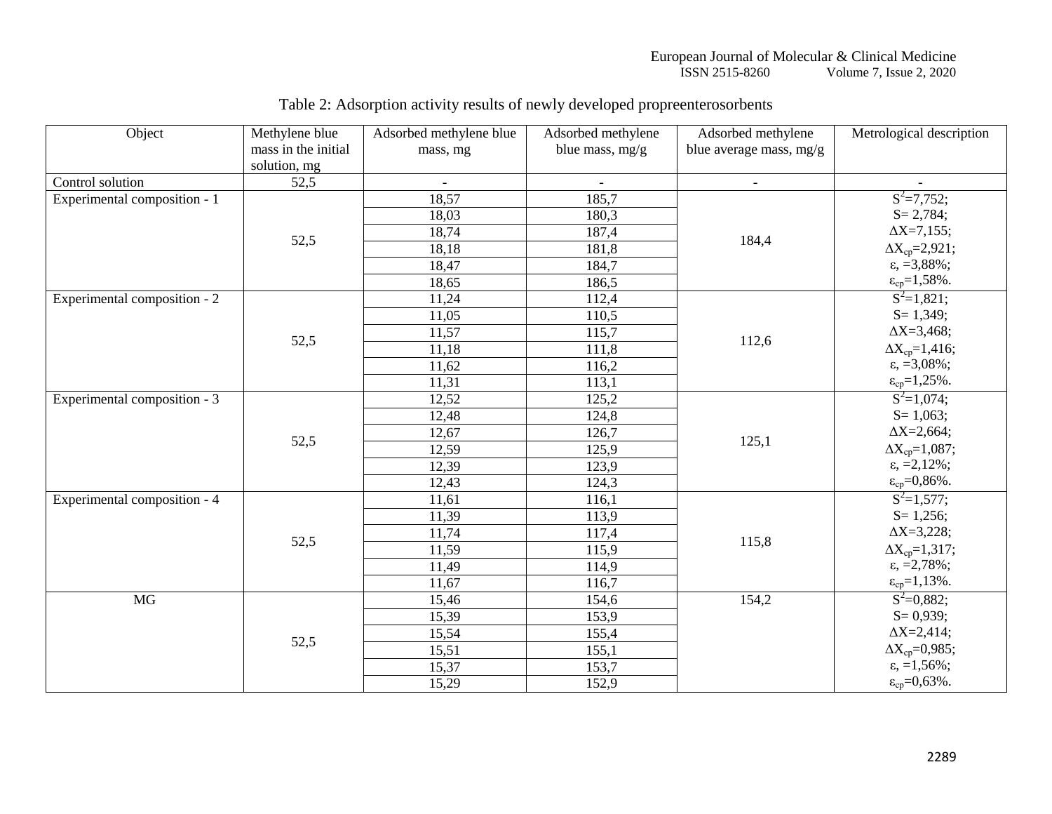Table 2: Adsorption activity results of newly developed propreenterosorbents

| Object | Methylene blue mass in the initial solution, mg | Adsorbed methylene blue mass, mg | Adsorbed methylene blue mass, mg/g | Adsorbed methylene blue average mass, mg/g | Metrological description |
|---|---|---|---|---|---|
| Control solution | 52,5 | - | - | - | - |
| Experimental composition - 1 | 52,5 | 18,57 | 185,7 | 184,4 | $S^2$=7,752; |
| | | 18,03 | 180,3 | | S= 2,784; |
| | | 18,74 | 187,4 | | $\Delta X$=7,155; |
| | | 18,18 | 181,8 | | $\Delta X_{cp}$=2,921; |
| | | 18,47 | 184,7 | | $\varepsilon$, =3,88%; |
| | | 18,65 | 186,5 | | $\varepsilon_{cp}$=1,58%. |
| Experimental composition - 2 | 52,5 | 11,24 | 112,4 | 112,6 | $S^2$=1,821; |
| | | 11,05 | 110,5 | | S= 1,349; |
| | | 11,57 | 115,7 | | $\Delta X$=3,468; |
| | | 11,18 | 111,8 | | $\Delta X_{cp}$=1,416; |
| | | 11,62 | 116,2 | | $\varepsilon$, =3,08%; |
| | | 11,31 | 113,1 | | $\varepsilon_{cp}$=1,25%. |
| Experimental composition - 3 | 52,5 | 12,52 | 125,2 | 125,1 | $S^2$=1,074; |
| | | 12,48 | 124,8 | | S= 1,063; |
| | | 12,67 | 126,7 | | $\Delta X$=2,664; |
| | | 12,59 | 125,9 | | $\Delta X_{cp}$=1,087; |
| | | 12,39 | 123,9 | | $\varepsilon$, =2,12%; |
| | | 12,43 | 124,3 | | $\varepsilon_{cp}$=0,86%. |
| Experimental composition - 4 | 52,5 | 11,61 | 116,1 | 115,8 | $S^2$=1,577; |
| | | 11,39 | 113,9 | | S= 1,256; |
| | | 11,74 | 117,4 | | $\Delta X$=3,228; |
| | | 11,59 | 115,9 | | $\Delta X_{cp}$=1,317; |
| | | 11,49 | 114,9 | | $\varepsilon$, =2,78%; |
| | | 11,67 | 116,7 | | $\varepsilon_{cp}$=1,13%. |
| MG | 52,5 | 15,46 | 154,6 | 154,2 | $S^2$=0,882; |
| | | 15,39 | 153,9 | | S= 0,939; |
| | | 15,54 | 155,4 | | $\Delta X$=2,414; |
| | | 15,51 | 155,1 | | $\Delta X_{cp}$=0,985; |
| | | 15,37 | 153,7 | | $\varepsilon$, =1,56%; |
| | | 15,29 | 152,9 | | $\varepsilon_{cp}$=0,63%. |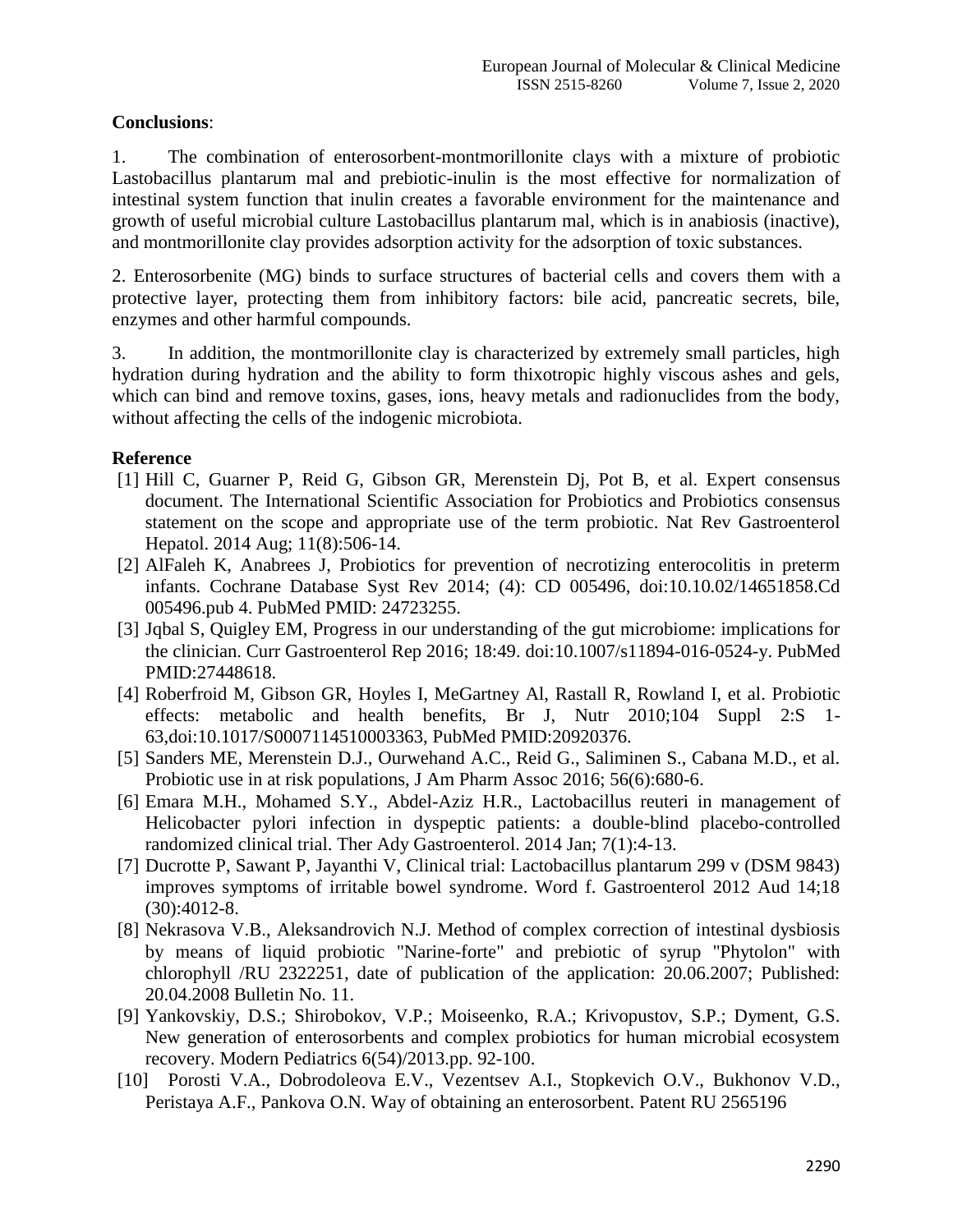**Conclusions**:

1. The combination of enterosorbent-montmorillonite clays with a mixture of probiotic Lastobacillus plantarum mal and prebiotic-inulin is the most effective for normalization of intestinal system function that inulin creates a favorable environment for the maintenance and growth of useful microbial culture Lastobacillus plantarum mal, which is in anabiosis (inactive), and montmorillonite clay provides adsorption activity for the adsorption of toxic substances.

2. Enterosorbenite (MG) binds to surface structures of bacterial cells and covers them with a protective layer, protecting them from inhibitory factors: bile acid, pancreatic secrets, bile, enzymes and other harmful compounds.

3. In addition, the montmorillonite clay is characterized by extremely small particles, high hydration during hydration and the ability to form thixotropic highly viscous ashes and gels, which can bind and remove toxins, gases, ions, heavy metals and radionuclides from the body, without affecting the cells of the indogenic microbiota.

**Reference**

[1] Hill C, Guarner P, Reid G, Gibson GR, Merenstein Dj, Pot B, et al. Expert consensus document. The International Scientific Association for Probiotics and Probiotics consensus statement on the scope and appropriate use of the term probiotic. Nat Rev Gastroenterol Hepatol. 2014 Aug; 11(8):506-14.

[2] AlFaleh K, Anabrees J, Probiotics for prevention of necrotizing enterocolitis in preterm infants. Cochrane Database Syst Rev 2014; (4): CD 005496, doi:10.10.02/14651858.Cd 005496.pub 4. PubMed PMID: 24723255.

[3] Jqbal S, Quigley EM, Progress in our understanding of the gut microbiome: implications for the clinician. Curr Gastroenterol Rep 2016; 18:49. doi:10.1007/s11894-016-0524-y. PubMed PMID:27448618.

[4] Roberfroid M, Gibson GR, Hoyles I, MeGartney Al, Rastall R, Rowland I, et al. Probiotic effects: metabolic and health benefits, Br J, Nutr 2010;104 Suppl 2:S 1-63,doi:10.1017/S0007114510003363, PubMed PMID:20920376.

[5] Sanders ME, Merenstein D.J., Ourwehand A.C., Reid G., Saliminen S., Cabana M.D., et al. Probiotic use in at risk populations, J Am Pharm Assoc 2016; 56(6):680-6.

[6] Emara M.H., Mohamed S.Y., Abdel-Aziz H.R., Lactobacillus reuteri in management of Helicobacter pylori infection in dyspeptic patients: a double-blind placebo-controlled randomized clinical trial. Ther Ady Gastroenterol. 2014 Jan; 7(1):4-13.

[7] Ducrotte P, Sawant P, Jayanthi V, Clinical trial: Lactobacillus plantarum 299 v (DSM 9843) improves symptoms of irritable bowel syndrome. Word f. Gastroenterol 2012 Aud 14;18 (30):4012-8.

[8] Nekrasova V.B., Aleksandrovich N.J. Method of complex correction of intestinal dysbiosis by means of liquid probiotic "Narine-forte" and prebiotic of syrup "Phytolon" with chlorophyll /RU 2322251, date of publication of the application: 20.06.2007; Published: 20.04.2008 Bulletin No. 11.

[9] Yankovskiy, D.S.; Shirobokov, V.P.; Moiseenko, R.A.; Krivopustov, S.P.; Dyment, G.S. New generation of enterosorbents and complex probiotics for human microbial ecosystem recovery. Modern Pediatrics 6(54)/2013.pp. 92-100.

[10] Porosti V.A., Dobrodoleova E.V., Vezentsev A.I., Stopkevich O.V., Bukhonov V.D., Peristaya A.F., Pankova O.N. Way of obtaining an enterosorbent. Patent RU 2565196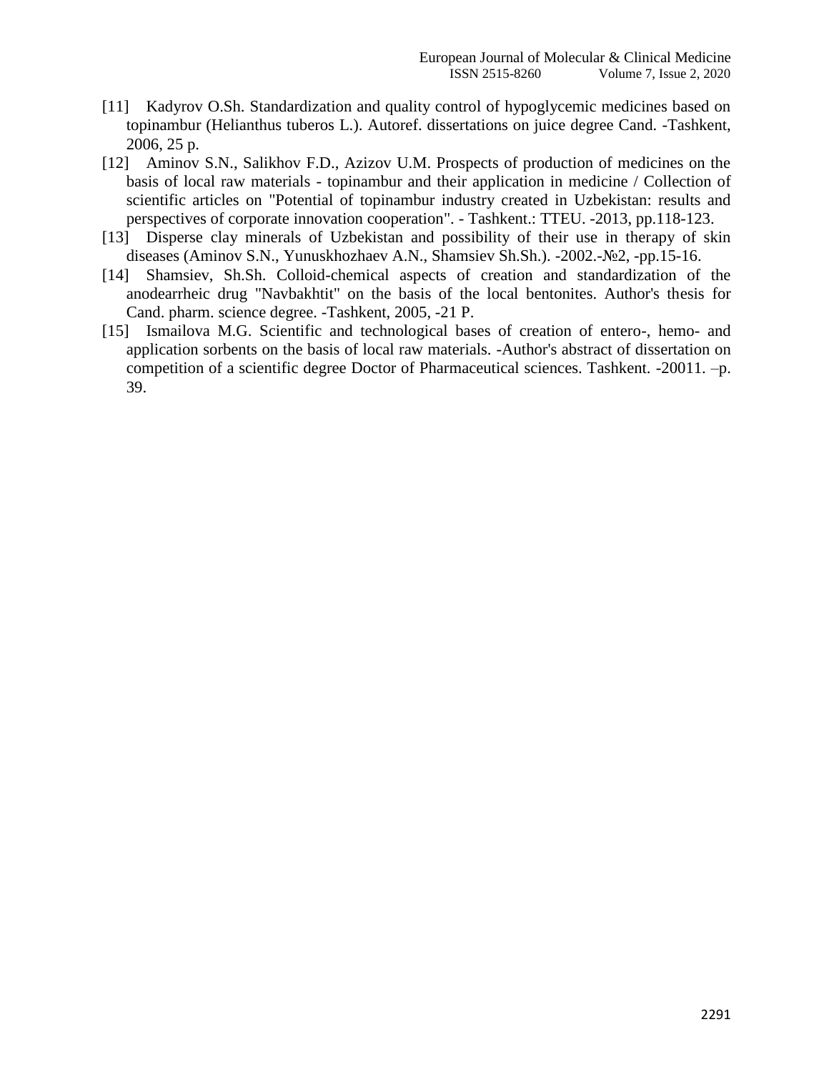[11] Kadyrov O.Sh. Standardization and quality control of hypoglycemic medicines based on topinambur (Helianthus tuberos L.). Autoref. dissertations on juice degree Cand. -Tashkent, 2006, 25 p.

[12] Aminov S.N., Salikhov F.D., Azizov U.M. Prospects of production of medicines on the basis of local raw materials - topinambur and their application in medicine / Collection of scientific articles on "Potential of topinambur industry created in Uzbekistan: results and perspectives of corporate innovation cooperation". - Tashkent.: TTEU. -2013, pp.118-123.

[13] Disperse clay minerals of Uzbekistan and possibility of their use in therapy of skin diseases (Aminov S.N., Yunuskhozhaev A.N., Shamsiev Sh.Sh.). -2002.-№2, -pp.15-16.

[14] Shamsiev, Sh.Sh. Colloid-chemical aspects of creation and standardization of the anodearrheic drug "Navbakhtit" on the basis of the local bentonites. Author's thesis for Cand. pharm. science degree. -Tashkent, 2005, -21 P.

[15] Ismailova M.G. Scientific and technological bases of creation of entero-, hemo- and application sorbents on the basis of local raw materials. -Author's abstract of dissertation on competition of a scientific degree Doctor of Pharmaceutical sciences. Tashkent. -20011. –p. 39.